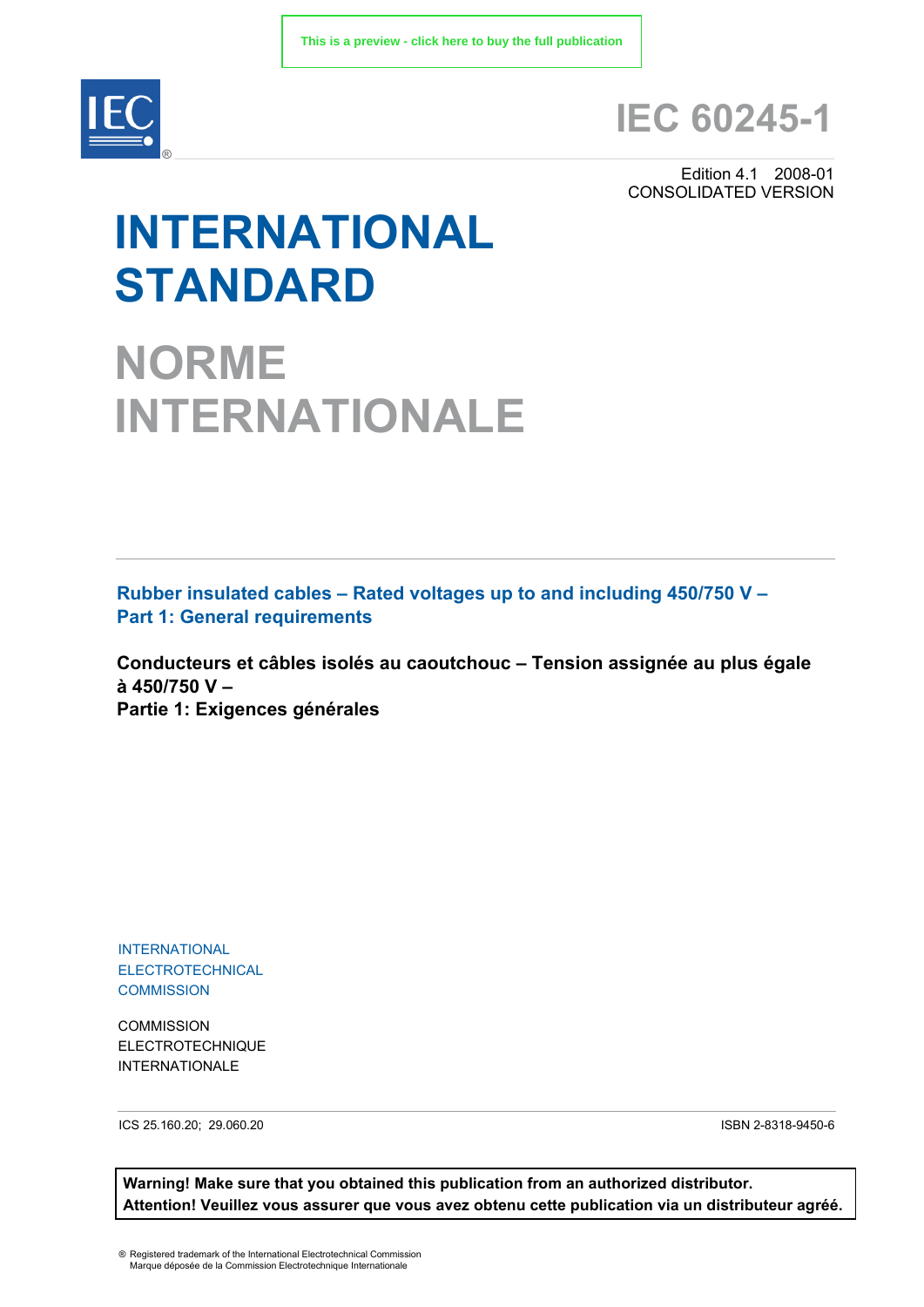This is a preview - click here to buy the full publication

# IEC 60245-1

Edition 4.1 2008-01
CONSOLIDATED VERSION

# INTERNATIONAL STANDARD

# NORME INTERNATIONALE

**Rubber insulated cables – Rated voltages up to and including 450/750 V – Part 1: General requirements**

**Conducteurs et câbles isolés au caoutchouc – Tension assignée au plus égale à 450/750 V – Partie 1: Exigences générales**

INTERNATIONAL ELECTROTECHNICAL COMMISSION

COMMISSION ELECTROTECHNIQUE INTERNATIONALE

ICS 25.160.20; 29.060.20

ISBN 2-8318-9450-6

**Warning! Make sure that you obtained this publication from an authorized distributor.**
**Attention! Veuillez vous assurer que vous avez obtenu cette publication via un distributeur agréé.**

® Registered trademark of the International Electrotechnical Commission
Marque déposée de la Commission Electrotechnique Internationale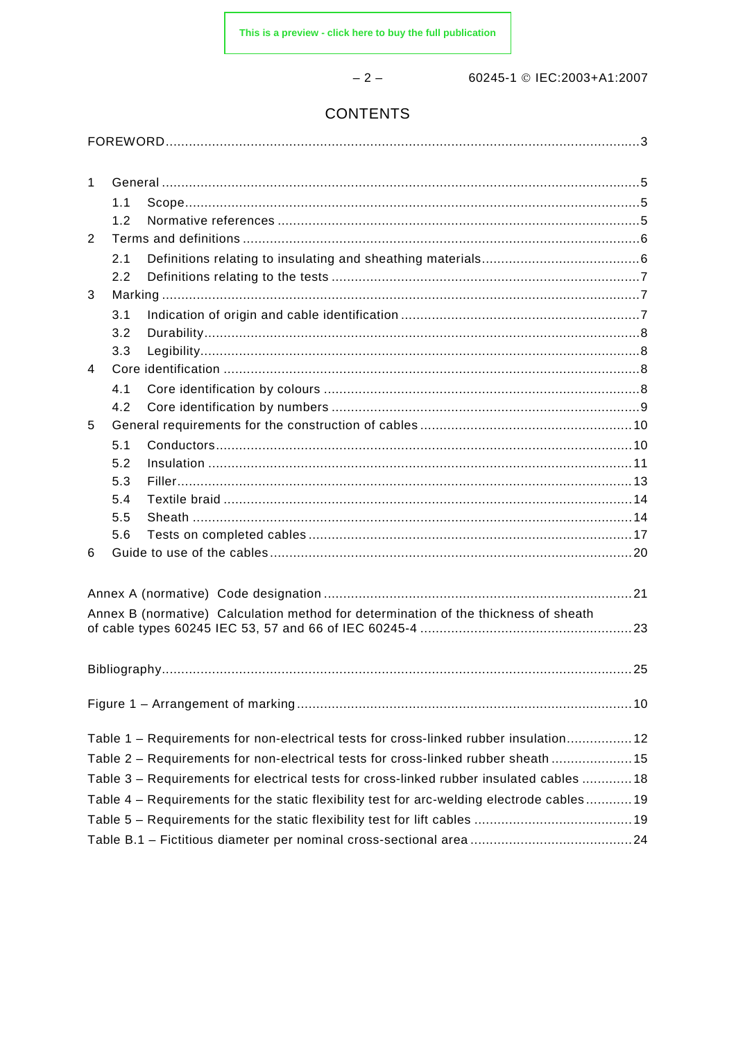# CONTENTS

FOREWORD ... 3

1 General ... 5
  1.1 Scope ... 5
  1.2 Normative references ... 5
2 Terms and definitions ... 6
  2.1 Definitions relating to insulating and sheathing materials ... 6
  2.2 Definitions relating to the tests ... 7
3 Marking ... 7
  3.1 Indication of origin and cable identification ... 7
  3.2 Durability ... 8
  3.3 Legibility ... 8
4 Core identification ... 8
  4.1 Core identification by colours ... 8
  4.2 Core identification by numbers ... 9
5 General requirements for the construction of cables ... 10
  5.1 Conductors ... 10
  5.2 Insulation ... 11
  5.3 Filler ... 13
  5.4 Textile braid ... 14
  5.5 Sheath ... 14
  5.6 Tests on completed cables ... 17
6 Guide to use of the cables ... 20

Annex A (normative) Code designation ... 21

Annex B (normative) Calculation method for determination of the thickness of sheath of cable types 60245 IEC 53, 57 and 66 of IEC 60245-4 ... 23

Bibliography ... 25

Figure 1 – Arrangement of marking ... 10

Table 1 – Requirements for non-electrical tests for cross-linked rubber insulation ... 12
Table 2 – Requirements for non-electrical tests for cross-linked rubber sheath ... 15
Table 3 – Requirements for electrical tests for cross-linked rubber insulated cables ... 18
Table 4 – Requirements for the static flexibility test for arc-welding electrode cables ... 19
Table 5 – Requirements for the static flexibility test for lift cables ... 19
Table B.1 – Fictitious diameter per nominal cross-sectional area ... 24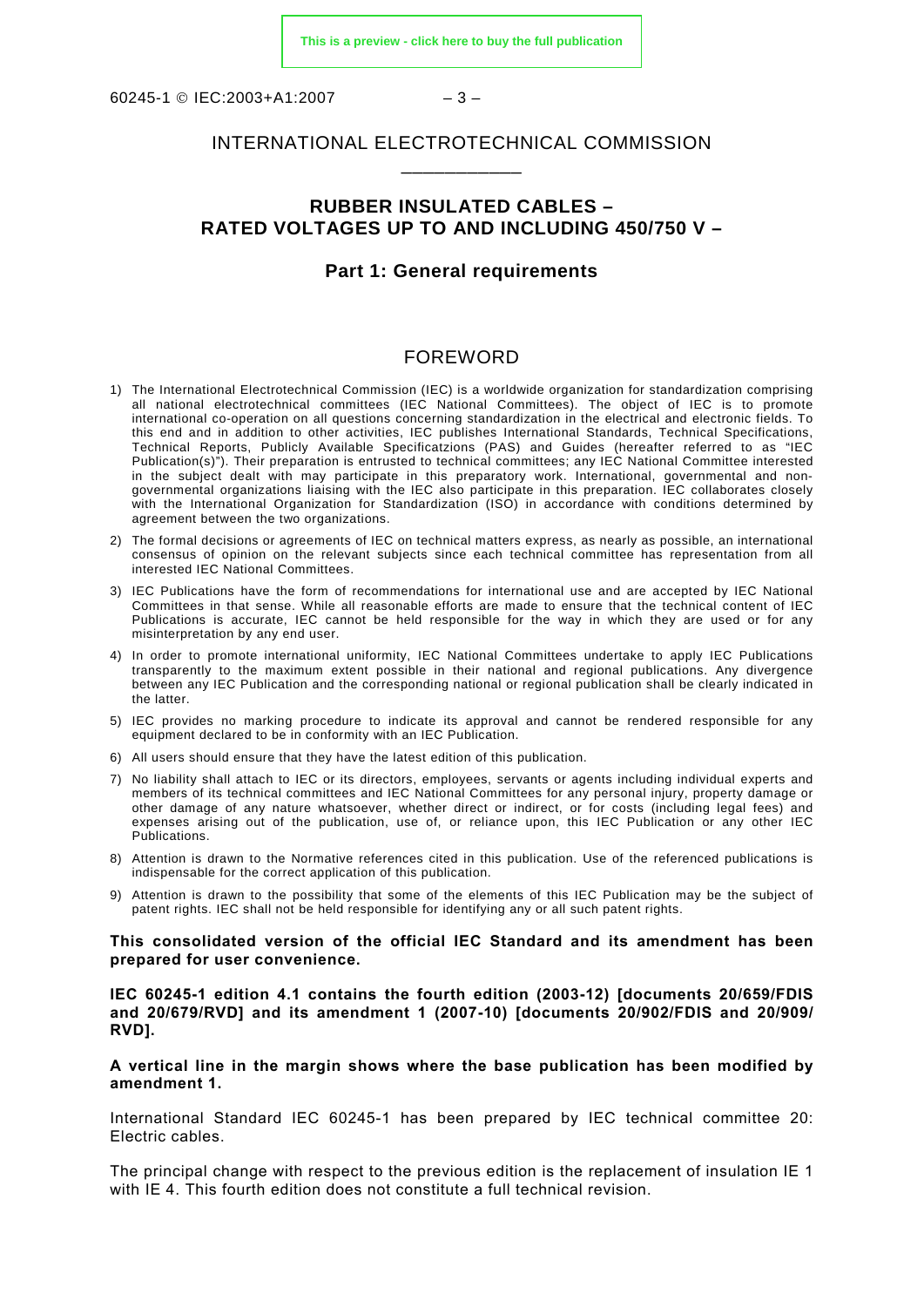# INTERNATIONAL ELECTROTECHNICAL COMMISSION

___________

## RUBBER INSULATED CABLES – RATED VOLTAGES UP TO AND INCLUDING 450/750 V –

### Part 1: General requirements

## FOREWORD

1) The International Electrotechnical Commission (IEC) is a worldwide organization for standardization comprising all national electrotechnical committees (IEC National Committees). The object of IEC is to promote international co-operation on all questions concerning standardization in the electrical and electronic fields. To this end and in addition to other activities, IEC publishes International Standards, Technical Specifications, Technical Reports, Publicly Available Specificatzions (PAS) and Guides (hereafter referred to as "IEC Publication(s)"). Their preparation is entrusted to technical committees; any IEC National Committee interested in the subject dealt with may participate in this preparatory work. International, governmental and non-governmental organizations liaising with the IEC also participate in this preparation. IEC collaborates closely with the International Organization for Standardization (ISO) in accordance with conditions determined by agreement between the two organizations.
2) The formal decisions or agreements of IEC on technical matters express, as nearly as possible, an international consensus of opinion on the relevant subjects since each technical committee has representation from all interested IEC National Committees.
3) IEC Publications have the form of recommendations for international use and are accepted by IEC National Committees in that sense. While all reasonable efforts are made to ensure that the technical content of IEC Publications is accurate, IEC cannot be held responsible for the way in which they are used or for any misinterpretation by any end user.
4) In order to promote international uniformity, IEC National Committees undertake to apply IEC Publications transparently to the maximum extent possible in their national and regional publications. Any divergence between any IEC Publication and the corresponding national or regional publication shall be clearly indicated in the latter.
5) IEC provides no marking procedure to indicate its approval and cannot be rendered responsible for any equipment declared to be in conformity with an IEC Publication.
6) All users should ensure that they have the latest edition of this publication.
7) No liability shall attach to IEC or its directors, employees, servants or agents including individual experts and members of its technical committees and IEC National Committees for any personal injury, property damage or other damage of any nature whatsoever, whether direct or indirect, or for costs (including legal fees) and expenses arising out of the publication, use of, or reliance upon, this IEC Publication or any other IEC Publications.
8) Attention is drawn to the Normative references cited in this publication. Use of the referenced publications is indispensable for the correct application of this publication.
9) Attention is drawn to the possibility that some of the elements of this IEC Publication may be the subject of patent rights. IEC shall not be held responsible for identifying any or all such patent rights.

**This consolidated version of the official IEC Standard and its amendment has been prepared for user convenience.**

**IEC 60245-1 edition 4.1 contains the fourth edition (2003-12) [documents 20/659/FDIS and 20/679/RVD] and its amendment 1 (2007-10) [documents 20/902/FDIS and 20/909/ RVD].**

**A vertical line in the margin shows where the base publication has been modified by amendment 1.**

International Standard IEC 60245-1 has been prepared by IEC technical committee 20: Electric cables.

The principal change with respect to the previous edition is the replacement of insulation IE 1 with IE 4. This fourth edition does not constitute a full technical revision.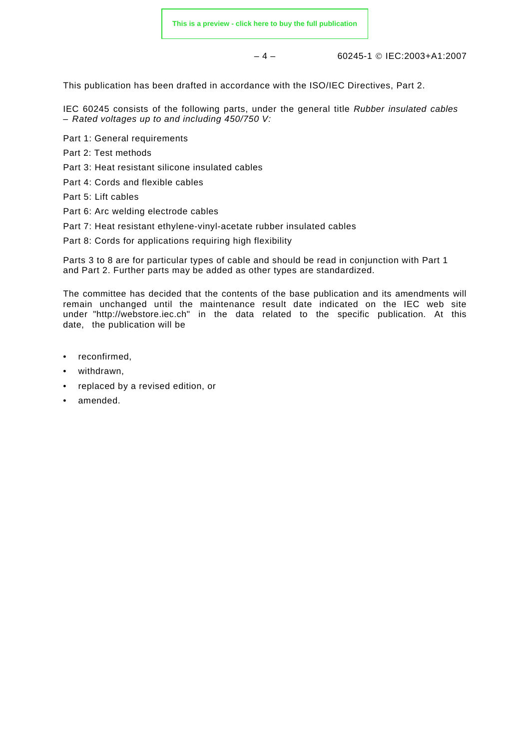This publication has been drafted in accordance with the ISO/IEC Directives, Part 2.

IEC 60245 consists of the following parts, under the general title *Rubber insulated cables – Rated voltages up to and including 450/750 V:*

Part 1: General requirements

Part 2: Test methods

Part 3: Heat resistant silicone insulated cables

Part 4: Cords and flexible cables

Part 5: Lift cables

Part 6: Arc welding electrode cables

Part 7: Heat resistant ethylene-vinyl-acetate rubber insulated cables

Part 8: Cords for applications requiring high flexibility

Parts 3 to 8 are for particular types of cable and should be read in conjunction with Part 1 and Part 2. Further parts may be added as other types are standardized.

The committee has decided that the contents of the base publication and its amendments will remain unchanged until the maintenance result date indicated on the IEC web site under "http://webstore.iec.ch" in the data related to the specific publication. At this date, the publication will be

- reconfirmed,
- withdrawn,
- replaced by a revised edition, or
- amended.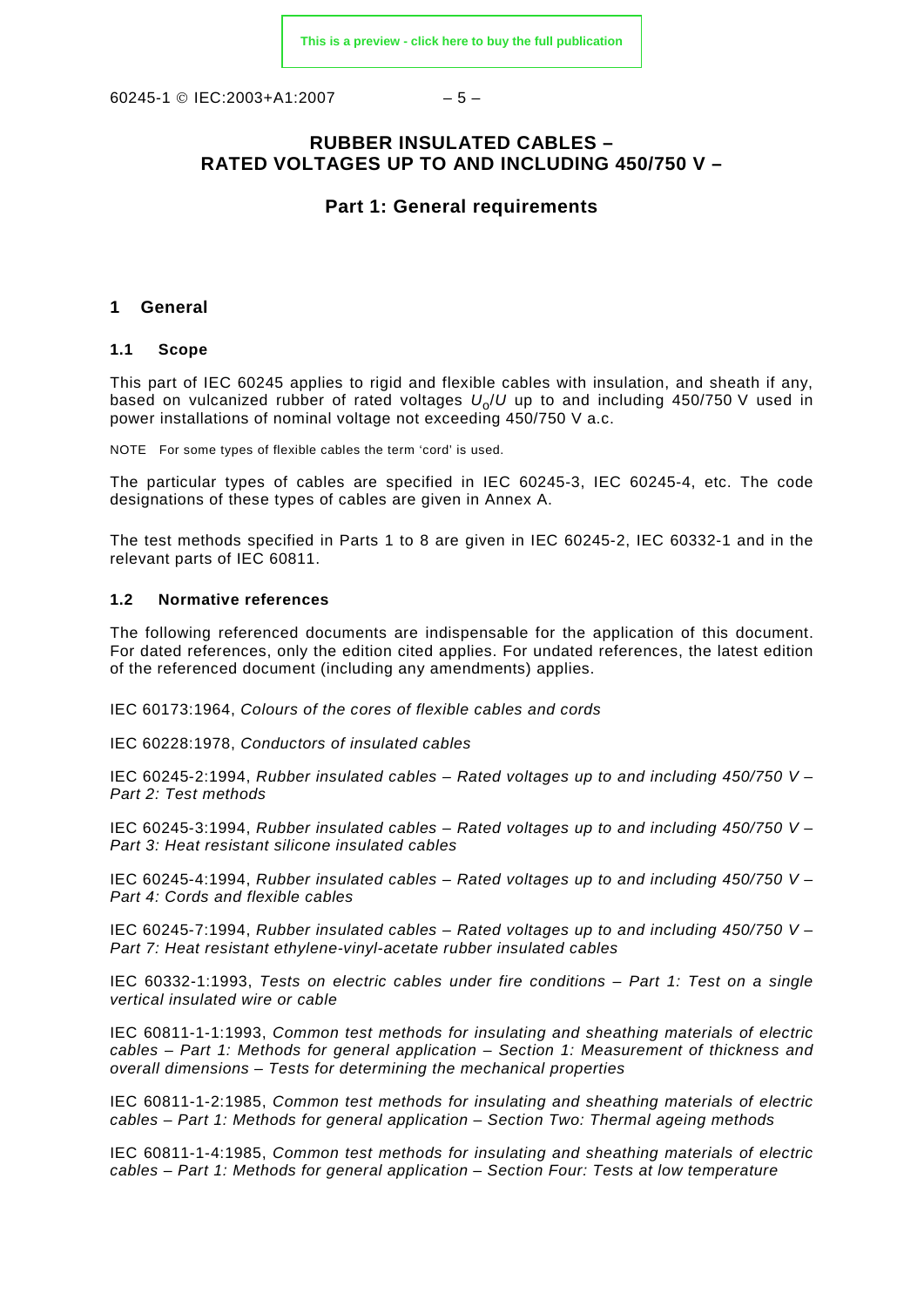# RUBBER INSULATED CABLES – RATED VOLTAGES UP TO AND INCLUDING 450/750 V –

## Part 1: General requirements

## 1 General

### 1.1 Scope

This part of IEC 60245 applies to rigid and flexible cables with insulation, and sheath if any, based on vulcanized rubber of rated voltages $U_0/U$ up to and including 450/750 V used in power installations of nominal voltage not exceeding 450/750 V a.c.

NOTE For some types of flexible cables the term 'cord' is used.

The particular types of cables are specified in IEC 60245-3, IEC 60245-4, etc. The code designations of these types of cables are given in Annex A.

The test methods specified in Parts 1 to 8 are given in IEC 60245-2, IEC 60332-1 and in the relevant parts of IEC 60811.

### 1.2 Normative references

The following referenced documents are indispensable for the application of this document. For dated references, only the edition cited applies. For undated references, the latest edition of the referenced document (including any amendments) applies.

IEC 60173:1964, *Colours of the cores of flexible cables and cords*

IEC 60228:1978, *Conductors of insulated cables*

IEC 60245-2:1994, *Rubber insulated cables – Rated voltages up to and including 450/750 V – Part 2: Test methods*

IEC 60245-3:1994, *Rubber insulated cables – Rated voltages up to and including 450/750 V – Part 3: Heat resistant silicone insulated cables*

IEC 60245-4:1994, *Rubber insulated cables – Rated voltages up to and including 450/750 V – Part 4: Cords and flexible cables*

IEC 60245-7:1994, *Rubber insulated cables – Rated voltages up to and including 450/750 V – Part 7: Heat resistant ethylene-vinyl-acetate rubber insulated cables*

IEC 60332-1:1993, *Tests on electric cables under fire conditions – Part 1: Test on a single vertical insulated wire or cable*

IEC 60811-1-1:1993, *Common test methods for insulating and sheathing materials of electric cables – Part 1: Methods for general application – Section 1: Measurement of thickness and overall dimensions – Tests for determining the mechanical properties*

IEC 60811-1-2:1985, *Common test methods for insulating and sheathing materials of electric cables – Part 1: Methods for general application – Section Two: Thermal ageing methods*

IEC 60811-1-4:1985, *Common test methods for insulating and sheathing materials of electric cables – Part 1: Methods for general application – Section Four: Tests at low temperature*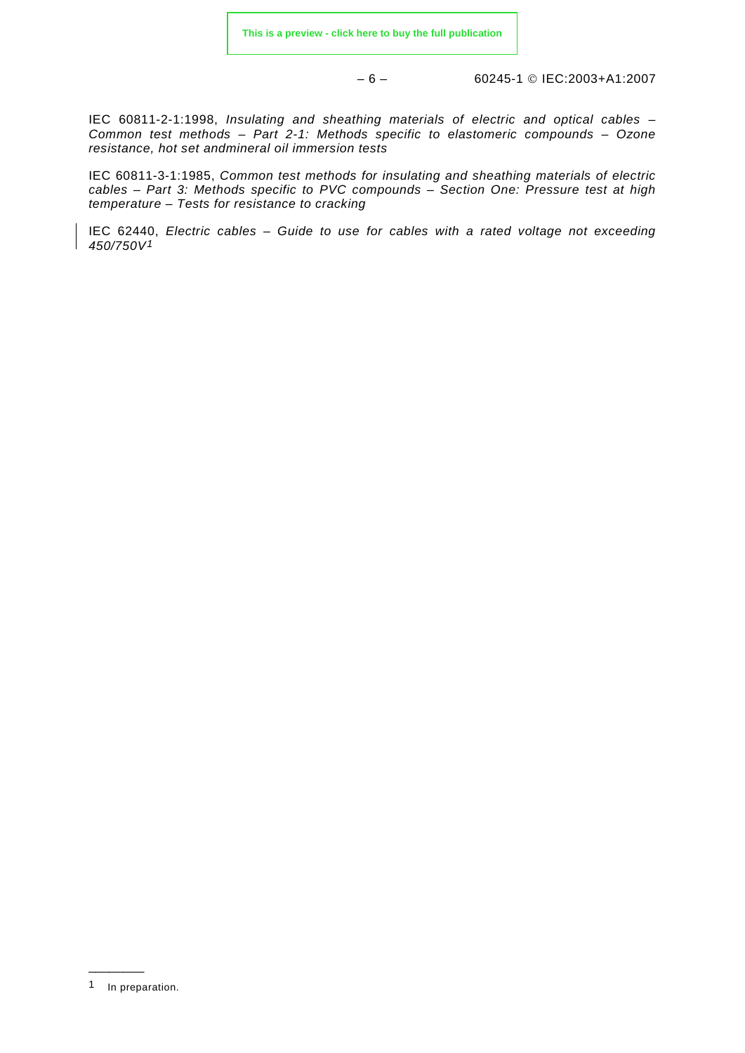IEC 60811-2-1:1998, *Insulating and sheathing materials of electric and optical cables – Common test methods – Part 2-1: Methods specific to elastomeric compounds – Ozone resistance, hot set andmineral oil immersion tests*

IEC 60811-3-1:1985, *Common test methods for insulating and sheathing materials of electric cables – Part 3: Methods specific to PVC compounds – Section One: Pressure test at high temperature – Tests for resistance to cracking*

IEC 62440, *Electric cables – Guide to use for cables with a rated voltage not exceeding 450/750V*[1]

---

1 In preparation.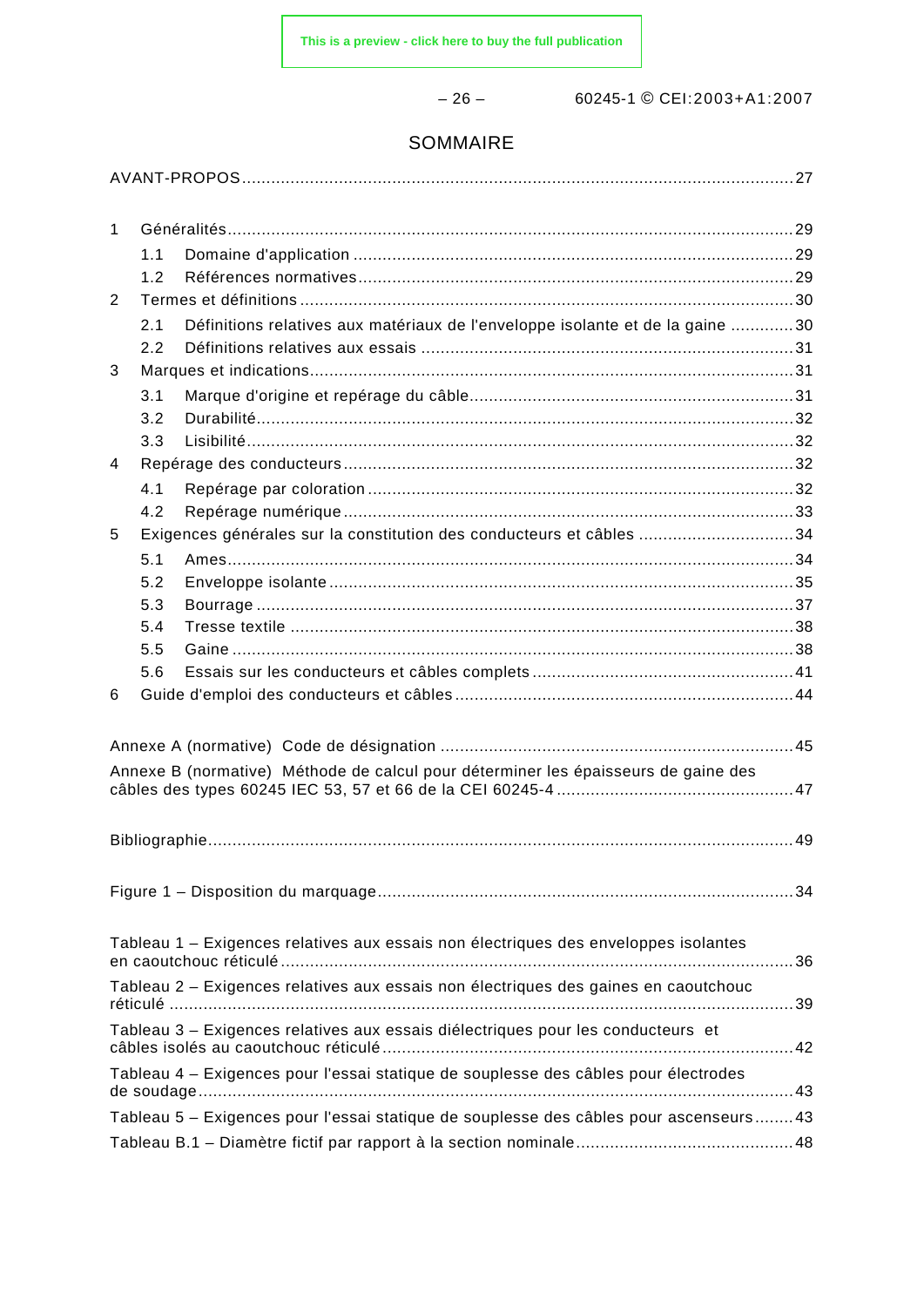# SOMMAIRE

AVANT-PROPOS ........................................................................................................ 27

1 Généralités ........................................................................................................ 29
  - 1.1 Domaine d'application ........................................................................... 29
  - 1.2 Références normatives ........................................................................... 29

2 Termes et définitions ........................................................................................ 30
  - 2.1 Définitions relatives aux matériaux de l'enveloppe isolante et de la gaine ............. 30
  - 2.2 Définitions relatives aux essais ............................................................ 31

3 Marques et indications ...................................................................................... 31
  - 3.1 Marque d'origine et repérage du câble .................................................. 31
  - 3.2 Durabilité ................................................................................................ 32
  - 3.3 Lisibilité .................................................................................................. 32

4 Repérage des conducteurs ................................................................................ 32
  - 4.1 Repérage par coloration ......................................................................... 32
  - 4.2 Repérage numérique .............................................................................. 33

5 Exigences générales sur la constitution des conducteurs et câbles ................ 34
  - 5.1 Ames ........................................................................................................ 34
  - 5.2 Enveloppe isolante ................................................................................. 35
  - 5.3 Bourrage .................................................................................................. 37
  - 5.4 Tresse textile .......................................................................................... 38
  - 5.5 Gaine ....................................................................................................... 38
  - 5.6 Essais sur les conducteurs et câbles complets ..................................... 41

6 Guide d'emploi des conducteurs et câbles ...................................................... 44

Annexe A (normative) Code de désignation ........................................................ 45

Annexe B (normative) Méthode de calcul pour déterminer les épaisseurs de gaine des câbles des types 60245 IEC 53, 57 et 66 de la CEI 60245-4 ................................................ 47

Bibliographie ........................................................................................................ 49

Figure 1 – Disposition du marquage .................................................................... 34

Tableau 1 – Exigences relatives aux essais non électriques des enveloppes isolantes en caoutchouc réticulé ........................................................................................ 36

Tableau 2 – Exigences relatives aux essais non électriques des gaines en caoutchouc réticulé ................................................................................................................. 39

Tableau 3 – Exigences relatives aux essais diélectriques pour les conducteurs et câbles isolés au caoutchouc réticulé .................................................................... 42

Tableau 4 – Exigences pour l'essai statique de souplesse des câbles pour électrodes de soudage ........................................................................................................... 43

Tableau 5 – Exigences pour l'essai statique de souplesse des câbles pour ascenseurs ........ 43

Tableau B.1 – Diamètre fictif par rapport à la section nominale ............................ 48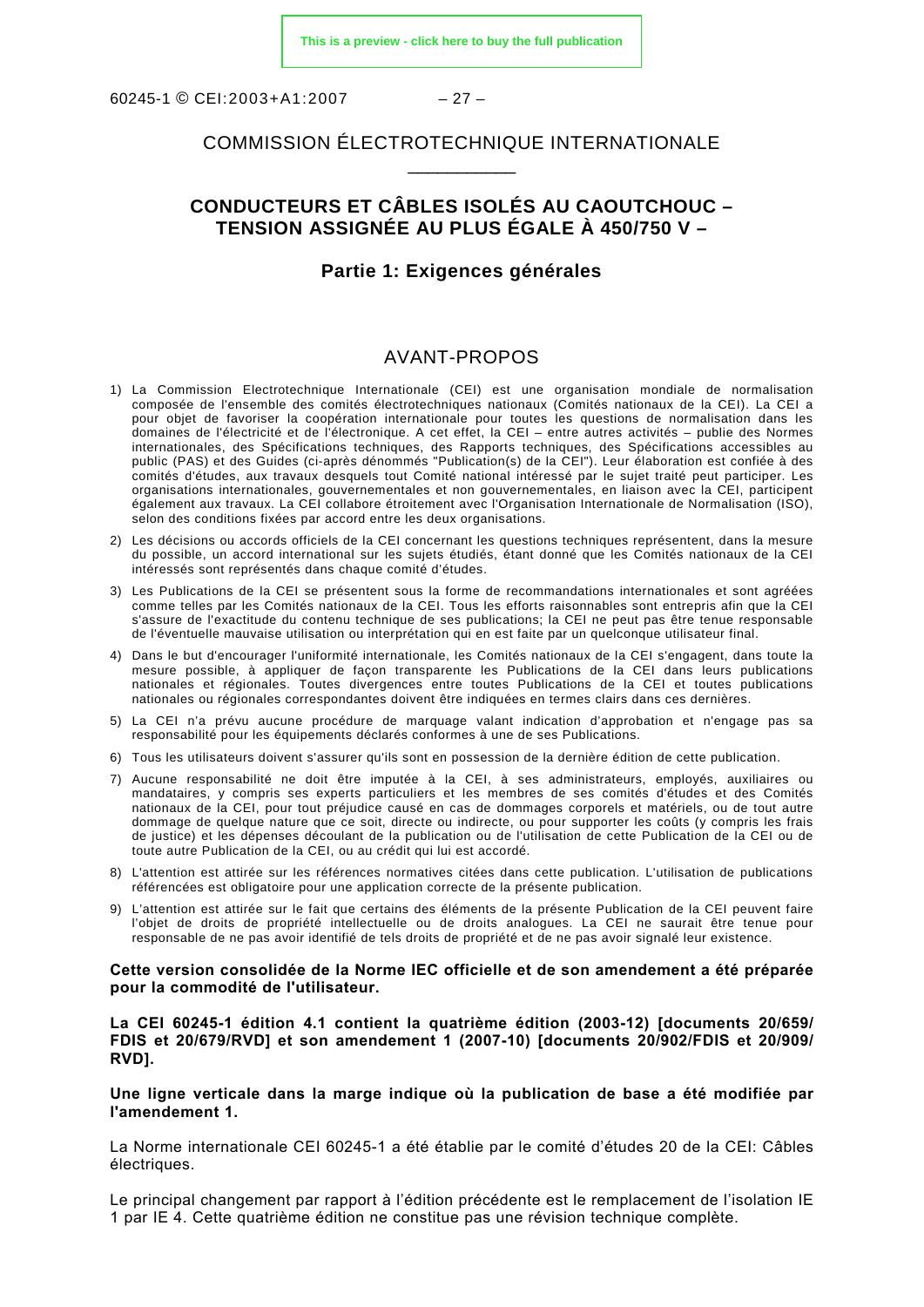# COMMISSION ÉLECTROTECHNIQUE INTERNATIONALE

___________

## CONDUCTEURS ET CÂBLES ISOLÉS AU CAOUTCHOUC – TENSION ASSIGNÉE AU PLUS ÉGALE À 450/750 V –

### Partie 1: Exigences générales

## AVANT-PROPOS

1) La Commission Electrotechnique Internationale (CEI) est une organisation mondiale de normalisation composée de l'ensemble des comités électrotechniques nationaux (Comités nationaux de la CEI). La CEI a pour objet de favoriser la coopération internationale pour toutes les questions de normalisation dans les domaines de l'électricité et de l'électronique. A cet effet, la CEI – entre autres activités – publie des Normes internationales, des Spécifications techniques, des Rapports techniques, des Spécifications accessibles au public (PAS) et des Guides (ci-après dénommés "Publication(s) de la CEI"). Leur élaboration est confiée à des comités d'études, aux travaux desquels tout Comité national intéressé par le sujet traité peut participer. Les organisations internationales, gouvernementales et non gouvernementales, en liaison avec la CEI, participent également aux travaux. La CEI collabore étroitement avec l'Organisation Internationale de Normalisation (ISO), selon des conditions fixées par accord entre les deux organisations.
2) Les décisions ou accords officiels de la CEI concernant les questions techniques représentent, dans la mesure du possible, un accord international sur les sujets étudiés, étant donné que les Comités nationaux de la CEI intéressés sont représentés dans chaque comité d'études.
3) Les Publications de la CEI se présentent sous la forme de recommandations internationales et sont agréées comme telles par les Comités nationaux de la CEI. Tous les efforts raisonnables sont entrepris afin que la CEI s'assure de l'exactitude du contenu technique de ses publications; la CEI ne peut pas être tenue responsable de l'éventuelle mauvaise utilisation ou interprétation qui en est faite par un quelconque utilisateur final.
4) Dans le but d'encourager l'uniformité internationale, les Comités nationaux de la CEI s'engagent, dans toute la mesure possible, à appliquer de façon transparente les Publications de la CEI dans leurs publications nationales et régionales. Toutes divergences entre toutes Publications de la CEI et toutes publications nationales ou régionales correspondantes doivent être indiquées en termes clairs dans ces dernières.
5) La CEI n'a prévu aucune procédure de marquage valant indication d'approbation et n'engage pas sa responsabilité pour les équipements déclarés conformes à une de ses Publications.
6) Tous les utilisateurs doivent s'assurer qu'ils sont en possession de la dernière édition de cette publication.
7) Aucune responsabilité ne doit être imputée à la CEI, à ses administrateurs, employés, auxiliaires ou mandataires, y compris ses experts particuliers et les membres de ses comités d'études et des Comités nationaux de la CEI, pour tout préjudice causé en cas de dommages corporels et matériels, ou de tout autre dommage de quelque nature que ce soit, directe ou indirecte, ou pour supporter les coûts (y compris les frais de justice) et les dépenses découlant de la publication ou de l'utilisation de cette Publication de la CEI ou de toute autre Publication de la CEI, ou au crédit qui lui est accordé.
8) L'attention est attirée sur les références normatives citées dans cette publication. L'utilisation de publications référencées est obligatoire pour une application correcte de la présente publication.
9) L'attention est attirée sur le fait que certains des éléments de la présente Publication de la CEI peuvent faire l'objet de droits de propriété intellectuelle ou de droits analogues. La CEI ne saurait être tenue pour responsable de ne pas avoir identifié de tels droits de propriété et de ne pas avoir signalé leur existence.

**Cette version consolidée de la Norme IEC officielle et de son amendement a été préparée pour la commodité de l'utilisateur.**

**La CEI 60245-1 édition 4.1 contient la quatrième édition (2003-12) [documents 20/659/ FDIS et 20/679/RVD] et son amendement 1 (2007-10) [documents 20/902/FDIS et 20/909/ RVD].**

**Une ligne verticale dans la marge indique où la publication de base a été modifiée par l'amendement 1.**

La Norme internationale CEI 60245-1 a été établie par le comité d'études 20 de la CEI: Câbles électriques.

Le principal changement par rapport à l'édition précédente est le remplacement de l'isolation IE 1 par IE 4. Cette quatrième édition ne constitue pas une révision technique complète.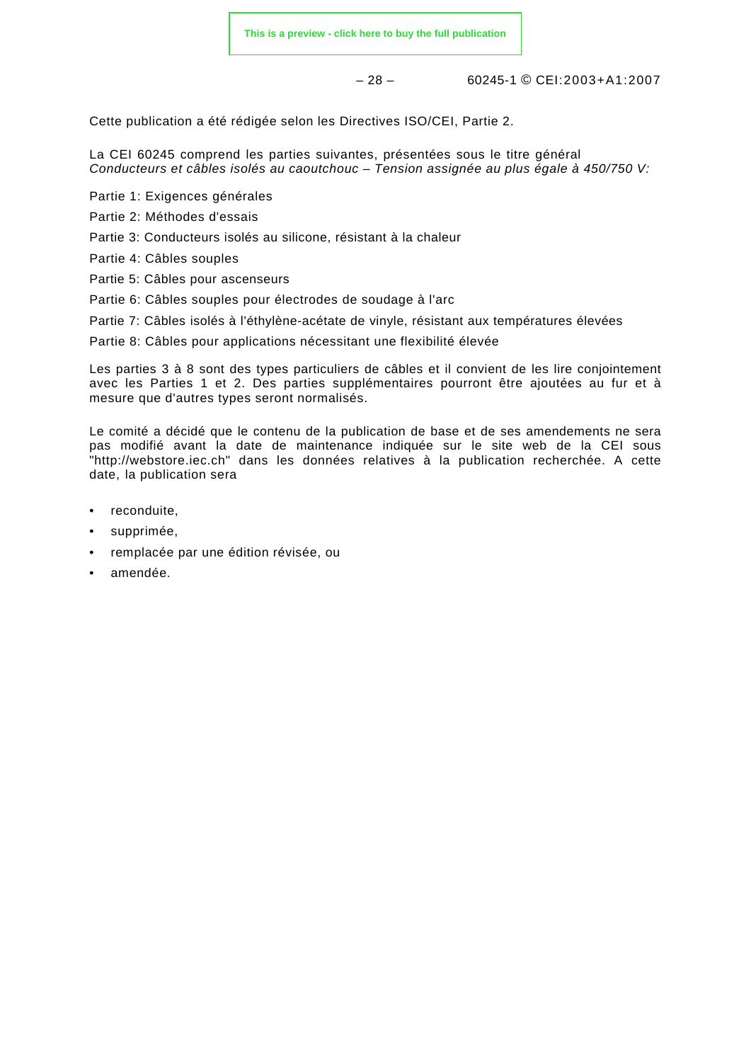Cette publication a été rédigée selon les Directives ISO/CEI, Partie 2.

La CEI 60245 comprend les parties suivantes, présentées sous le titre général *Conducteurs et câbles isolés au caoutchouc – Tension assignée au plus égale à 450/750 V:*

Partie 1: Exigences générales

Partie 2: Méthodes d'essais

Partie 3: Conducteurs isolés au silicone, résistant à la chaleur

Partie 4: Câbles souples

Partie 5: Câbles pour ascenseurs

Partie 6: Câbles souples pour électrodes de soudage à l'arc

Partie 7: Câbles isolés à l'éthylène-acétate de vinyle, résistant aux températures élevées

Partie 8: Câbles pour applications nécessitant une flexibilité élevée

Les parties 3 à 8 sont des types particuliers de câbles et il convient de les lire conjointement avec les Parties 1 et 2. Des parties supplémentaires pourront être ajoutées au fur et à mesure que d'autres types seront normalisés.

Le comité a décidé que le contenu de la publication de base et de ses amendements ne sera pas modifié avant la date de maintenance indiquée sur le site web de la CEI sous "http://webstore.iec.ch" dans les données relatives à la publication recherchée. A cette date, la publication sera

- reconduite,
- supprimée,
- remplacée par une édition révisée, ou
- amendée.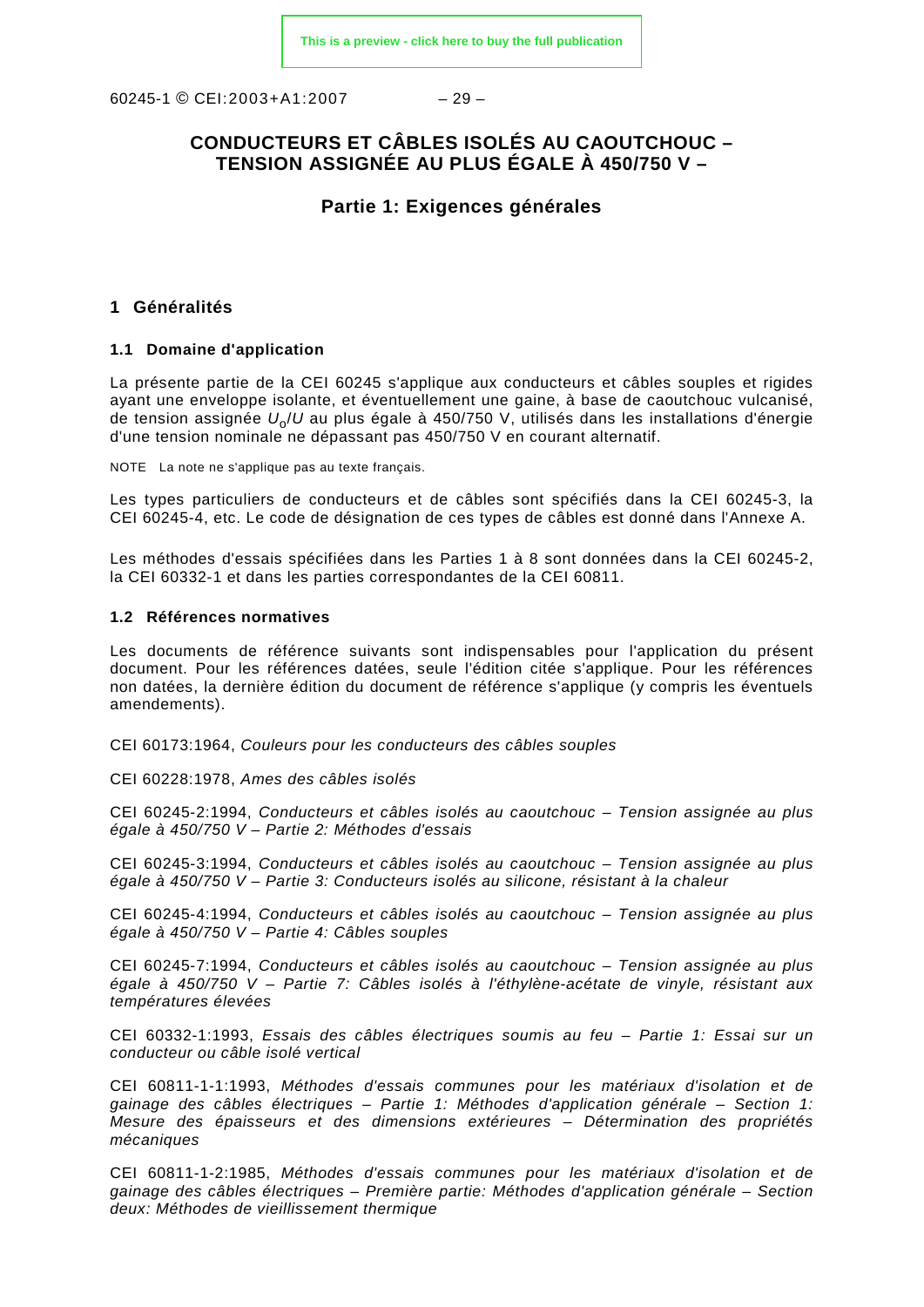# CONDUCTEURS ET CÂBLES ISOLÉS AU CAOUTCHOUC – TENSION ASSIGNÉE AU PLUS ÉGALE À 450/750 V –

## Partie 1: Exigences générales

## 1 Généralités

### 1.1 Domaine d'application

La présente partie de la CEI 60245 s'applique aux conducteurs et câbles souples et rigides ayant une enveloppe isolante, et éventuellement une gaine, à base de caoutchouc vulcanisé, de tension assignée $U_o/U$ au plus égale à 450/750 V, utilisés dans les installations d'énergie d'une tension nominale ne dépassant pas 450/750 V en courant alternatif.

NOTE La note ne s'applique pas au texte français.

Les types particuliers de conducteurs et de câbles sont spécifiés dans la CEI 60245-3, la CEI 60245-4, etc. Le code de désignation de ces types de câbles est donné dans l'Annexe A.

Les méthodes d'essais spécifiées dans les Parties 1 à 8 sont données dans la CEI 60245-2, la CEI 60332-1 et dans les parties correspondantes de la CEI 60811.

### 1.2 Références normatives

Les documents de référence suivants sont indispensables pour l'application du présent document. Pour les références datées, seule l'édition citée s'applique. Pour les références non datées, la dernière édition du document de référence s'applique (y compris les éventuels amendements).

CEI 60173:1964, *Couleurs pour les conducteurs des câbles souples*

CEI 60228:1978, *Ames des câbles isolés*

CEI 60245-2:1994, *Conducteurs et câbles isolés au caoutchouc – Tension assignée au plus égale à 450/750 V – Partie 2: Méthodes d'essais*

CEI 60245-3:1994, *Conducteurs et câbles isolés au caoutchouc – Tension assignée au plus égale à 450/750 V – Partie 3: Conducteurs isolés au silicone, résistant à la chaleur*

CEI 60245-4:1994, *Conducteurs et câbles isolés au caoutchouc – Tension assignée au plus égale à 450/750 V – Partie 4: Câbles souples*

CEI 60245-7:1994, *Conducteurs et câbles isolés au caoutchouc – Tension assignée au plus égale à 450/750 V – Partie 7: Câbles isolés à l'éthylène-acétate de vinyle, résistant aux températures élevées*

CEI 60332-1:1993, *Essais des câbles électriques soumis au feu – Partie 1: Essai sur un conducteur ou câble isolé vertical*

CEI 60811-1-1:1993, *Méthodes d'essais communes pour les matériaux d'isolation et de gainage des câbles électriques – Partie 1: Méthodes d'application générale – Section 1: Mesure des épaisseurs et des dimensions extérieures – Détermination des propriétés mécaniques*

CEI 60811-1-2:1985, *Méthodes d'essais communes pour les matériaux d'isolation et de gainage des câbles électriques – Première partie: Méthodes d'application générale – Section deux: Méthodes de vieillissement thermique*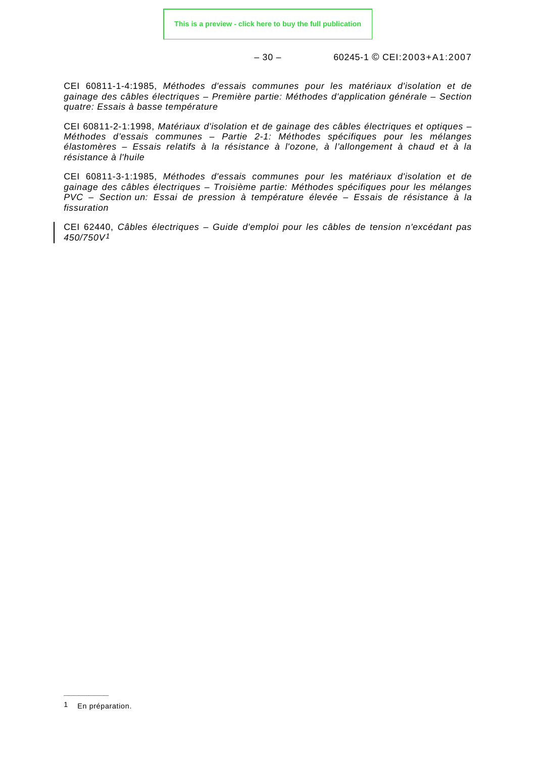CEI 60811-1-4:1985, *Méthodes d'essais communes pour les matériaux d'isolation et de gainage des câbles électriques – Première partie: Méthodes d'application générale – Section quatre: Essais à basse température*

CEI 60811-2-1:1998, *Matériaux d'isolation et de gainage des câbles électriques et optiques – Méthodes d'essais communes – Partie 2-1: Méthodes spécifiques pour les mélanges élastomères – Essais relatifs à la résistance à l'ozone, à l'allongement à chaud et à la résistance à l'huile*

CEI 60811-3-1:1985, *Méthodes d'essais communes pour les matériaux d'isolation et de gainage des câbles électriques – Troisième partie: Méthodes spécifiques pour les mélanges PVC – Section un: Essai de pression à température élevée – Essais de résistance à la fissuration*

CEI 62440, *Câbles électriques – Guide d'emploi pour les câbles de tension n'excédant pas 450/750V*[1]

---

1 En préparation.